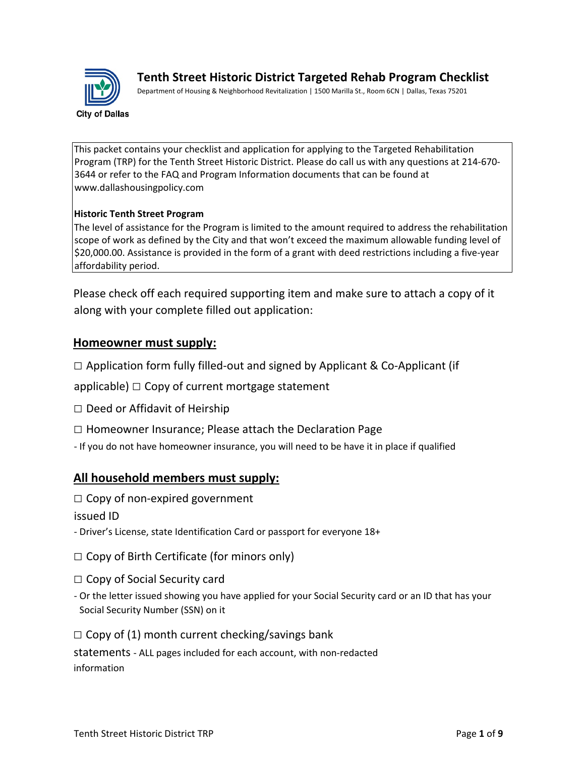# Tenth Street Historic District Targeted Rehab Program Checklist

Department of Housing & Neighborhood Revitalization | 1500 Marilla St., Room 6CN | Dallas, Texas 75201

City of Dallas

This packet contains your checklist and application for applying to the Targeted Rehabilitation Program (TRP) for the Tenth Street Historic District. Please do call us with any questions at 214-670-3644 or refer to the FAQ and Program Information documents that can be found at www.dallashousingpolicy.com

**Historic Tenth Street Program**

The level of assistance for the Program is limited to the amount required to address the rehabilitation scope of work as defined by the City and that won't exceed the maximum allowable funding level of $20,000.00. Assistance is provided in the form of a grant with deed restrictions including a five-year affordability period.

Please check off each required supporting item and make sure to attach a copy of it along with your complete filled out application:

## Homeowner must supply:

- ☐ Application form fully filled-out and signed by Applicant & Co-Applicant (if applicable)
- ☐ Copy of current mortgage statement
- ☐ Deed or Affidavit of Heirship
- ☐ Homeowner Insurance; Please attach the Declaration Page
  - If you do not have homeowner insurance, you will need to be have it in place if qualified

## All household members must supply:

- ☐ Copy of non-expired government issued ID
  - Driver's License, state Identification Card or passport for everyone 18+
- ☐ Copy of Birth Certificate (for minors only)
- ☐ Copy of Social Security card
  - Or the letter issued showing you have applied for your Social Security card or an ID that has your Social Security Number (SSN) on it
- ☐ Copy of (1) month current checking/savings bank statements - ALL pages included for each account, with non-redacted information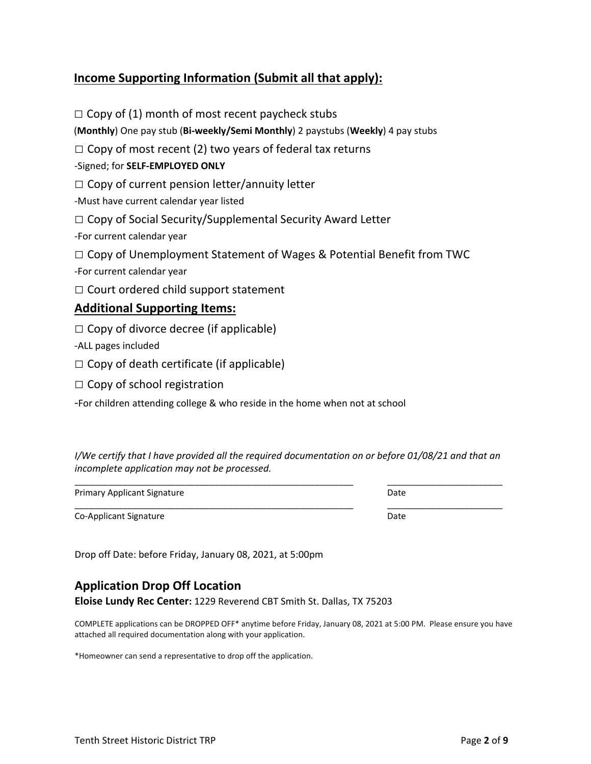## Income Supporting Information (Submit all that apply):

□ Copy of (1) month of most recent paycheck stubs

(**Monthly**) One pay stub (**Bi-weekly/Semi Monthly**) 2 paystubs (**Weekly**) 4 pay stubs

□ Copy of most recent (2) two years of federal tax returns

-Signed; for **SELF-EMPLOYED ONLY**

□ Copy of current pension letter/annuity letter

-Must have current calendar year listed

□ Copy of Social Security/Supplemental Security Award Letter

-For current calendar year

□ Copy of Unemployment Statement of Wages & Potential Benefit from TWC

-For current calendar year

□ Court ordered child support statement

## Additional Supporting Items:

□ Copy of divorce decree (if applicable)

-ALL pages included

□ Copy of death certificate (if applicable)

□ Copy of school registration

-For children attending college & who reside in the home when not at school

*I/We certify that I have provided all the required documentation on or before 01/08/21 and that an incomplete application may not be processed.*

\_\_\_\_\_\_\_\_\_\_\_\_\_\_\_\_\_\_\_\_\_\_\_\_\_\_\_\_\_\_\_\_\_\_\_\_\_\_\_\_\_\_\_\_\_\_\_\_ \_\_\_\_\_\_\_\_\_\_\_\_\_\_\_\_\_\_\_\_\_\_

Primary Applicant Signature Date

\_\_\_\_\_\_\_\_\_\_\_\_\_\_\_\_\_\_\_\_\_\_\_\_\_\_\_\_\_\_\_\_\_\_\_\_\_\_\_\_\_\_\_\_\_\_\_\_ \_\_\_\_\_\_\_\_\_\_\_\_\_\_\_\_\_\_\_\_\_\_

Co-Applicant Signature Date

Drop off Date: before Friday, January 08, 2021, at 5:00pm

## Application Drop Off Location

**Eloise Lundy Rec Center:** 1229 Reverend CBT Smith St. Dallas, TX 75203

COMPLETE applications can be DROPPED OFF* anytime before Friday, January 08, 2021 at 5:00 PM. Please ensure you have attached all required documentation along with your application.

*Homeowner can send a representative to drop off the application.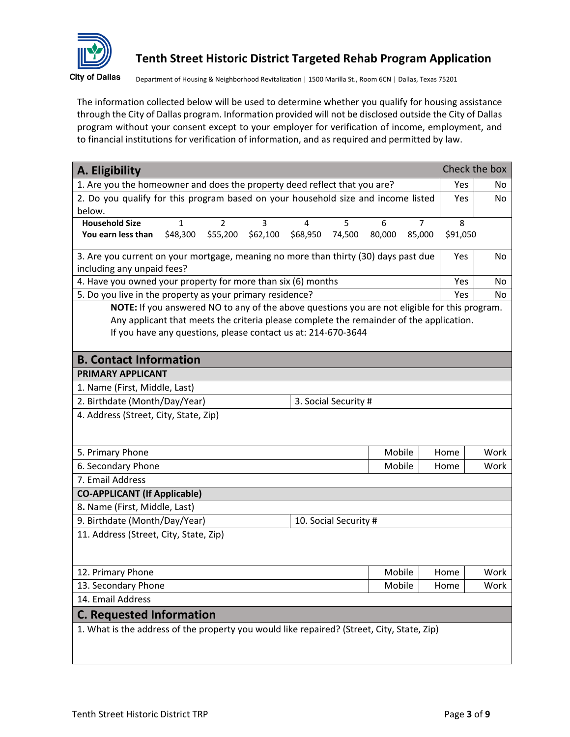# Tenth Street Historic District Targeted Rehab Program Application

City of Dallas

Department of Housing & Neighborhood Revitalization | 1500 Marilla St., Room 6CN | Dallas, Texas 75201

The information collected below will be used to determine whether you qualify for housing assistance through the City of Dallas program. Information provided will not be disclosed outside the City of Dallas program without your consent except to your employer for verification of income, employment, and to financial institutions for verification of information, and as required and permitted by law.

## A. Eligibility

| | Check the box | |
|---|---|---|
| 1. Are you the homeowner and does the property deed reflect that you are? | Yes | No |
| 2. Do you qualify for this program based on your household size and income listed below. | Yes | No |
| 3. Are you current on your mortgage, meaning no more than thirty (30) days past due including any unpaid fees? | Yes | No |
| 4. Have you owned your property for more than six (6) months | Yes | No |
| 5. Do you live in the property as your primary residence? | Yes | No |

| **Household Size** | 1 | 2 | 3 | 4 | 5 | 6 | 7 | 8 |
|---|---|---|---|---|---|---|---|---|
| **You earn less than** | $48,300 | $55,200 | $62,100 | $68,950 | 74,500 | 80,000 | 85,000 | $91,050 |

**NOTE:** If you answered NO to any of the above questions you are not eligible for this program. Any applicant that meets the criteria please complete the remainder of the application. If you have any questions, please contact us at: 214-670-3644

## B. Contact Information

**PRIMARY APPLICANT**

| | | | | |
|---|---|---|---|---|
| 1. Name (First, Middle, Last) | | | | |
| 2. Birthdate (Month/Day/Year) | 3. Social Security # | | | |
| 4. Address (Street, City, State, Zip) | | | | |
| 5. Primary Phone | | Mobile | Home | Work |
| 6. Secondary Phone | | Mobile | Home | Work |
| 7. Email Address | | | | |

**CO-APPLICANT (If Applicable)**

| | | | | |
|---|---|---|---|---|
| 8. Name (First, Middle, Last) | | | | |
| 9. Birthdate (Month/Day/Year) | 10. Social Security # | | | |
| 11. Address (Street, City, State, Zip) | | | | |
| 12. Primary Phone | | Mobile | Home | Work |
| 13. Secondary Phone | | Mobile | Home | Work |
| 14. Email Address | | | | |

## C. Requested Information

1. What is the address of the property you would like repaired? (Street, City, State, Zip)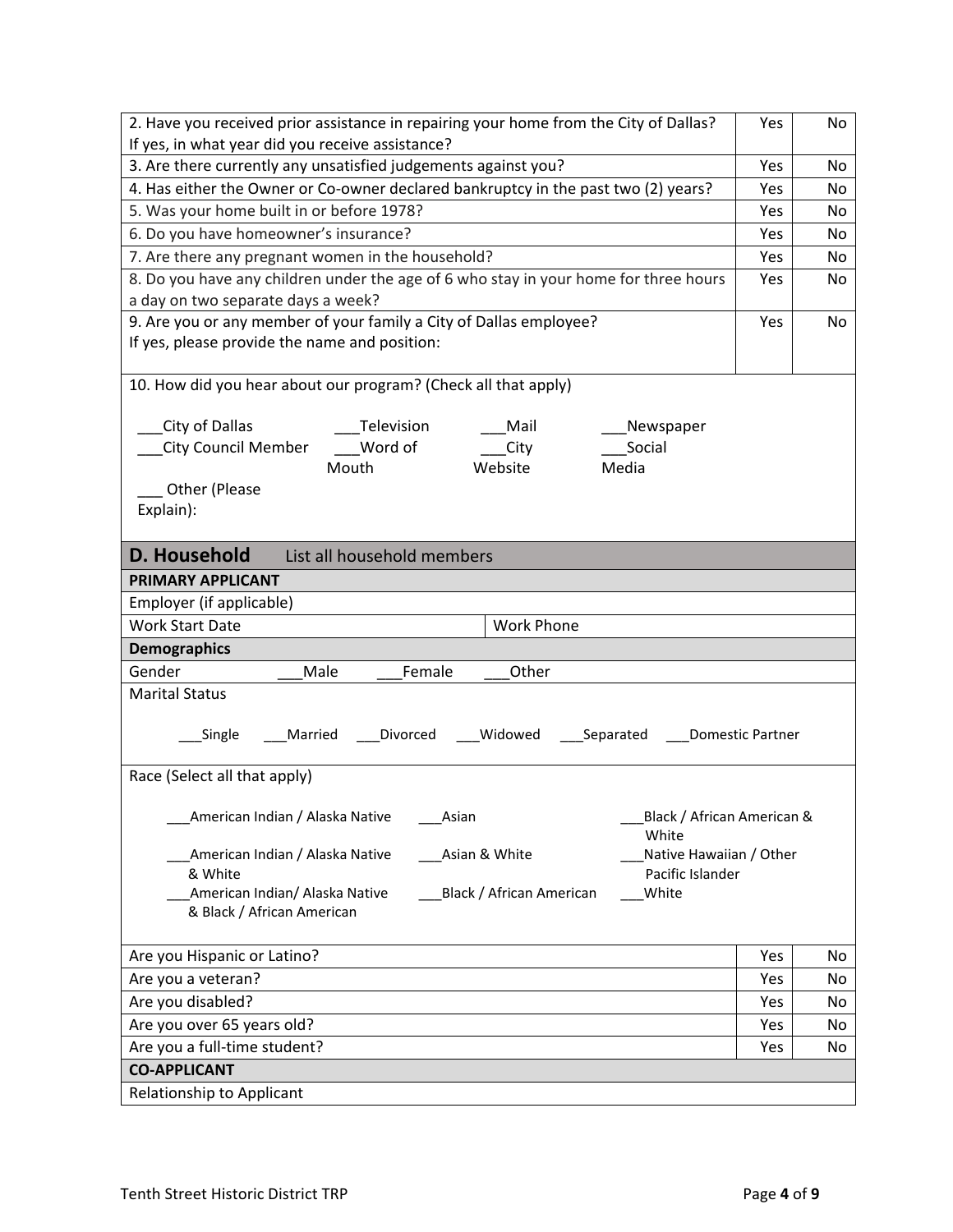| | | |
|---|---|---|
| 2. Have you received prior assistance in repairing your home from the City of Dallas? If yes, in what year did you receive assistance? | Yes | No |
| 3. Are there currently any unsatisfied judgements against you? | Yes | No |
| 4. Has either the Owner or Co-owner declared bankruptcy in the past two (2) years? | Yes | No |
| 5. Was your home built in or before 1978? | Yes | No |
| 6. Do you have homeowner's insurance? | Yes | No |
| 7. Are there any pregnant women in the household? | Yes | No |
| 8. Do you have any children under the age of 6 who stay in your home for three hours a day on two separate days a week? | Yes | No |
| 9. Are you or any member of your family a City of Dallas employee? If yes, please provide the name and position: | Yes | No |

10. How did you hear about our program? (Check all that apply)

___City of Dallas ___Television ___Mail ___Newspaper
___City Council Member ___Word of Mouth ___City Website ___Social Media
___ Other (Please Explain):

## D. Household   List all household members

**PRIMARY APPLICANT**

| | |
|---|---|
| Employer (if applicable) | |
| Work Start Date | Work Phone |

**Demographics**

Gender ___Male ___Female ___Other

Marital Status

___Single ___Married ___Divorced ___Widowed ___Separated ___Domestic Partner

Race (Select all that apply)

___American Indian / Alaska Native ___Asian ___Black / African American & White
___American Indian / Alaska Native & White ___Asian & White ___Native Hawaiian / Other Pacific Islander
___American Indian/ Alaska Native & Black / African American ___Black / African American ___White

| | | |
|---|---|---|
| Are you Hispanic or Latino? | Yes | No |
| Are you a veteran? | Yes | No |
| Are you disabled? | Yes | No |
| Are you over 65 years old? | Yes | No |
| Are you a full-time student? | Yes | No |

**CO-APPLICANT**

Relationship to Applicant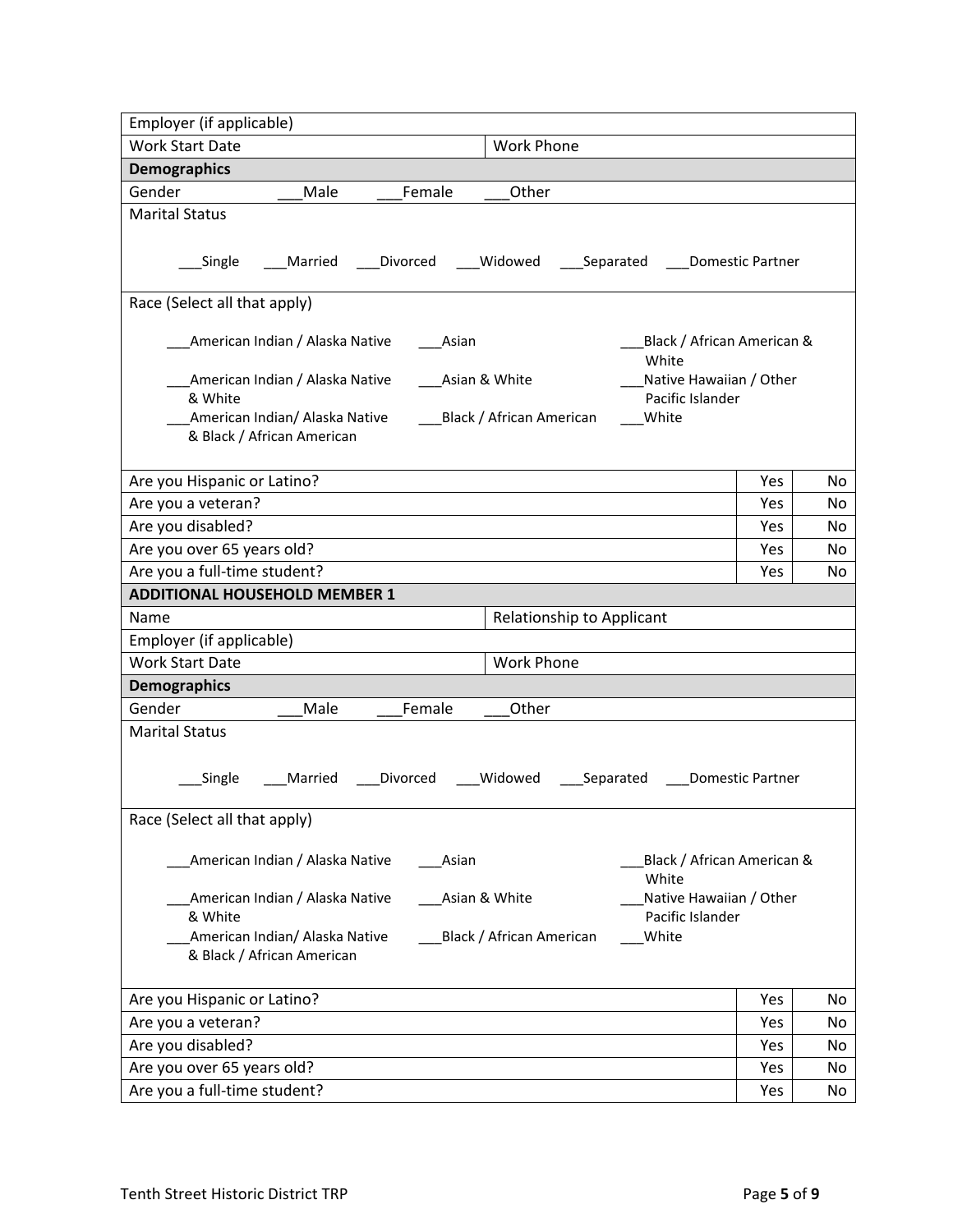| Employer (if applicable) | | | |
|---|---|---|---|
| Work Start Date | Work Phone | | |
| **Demographics** | | | |
| Gender ___Male ___Female ___Other | | | |
| Marital Status<br><br>___Single ___Married ___Divorced ___Widowed ___Separated ___Domestic Partner | | | |
| Race (Select all that apply)<br><br>___American Indian / Alaska Native ___Asian ___Black / African American & White<br>___American Indian / Alaska Native & White ___Asian & White ___Native Hawaiian / Other Pacific Islander<br>___American Indian/ Alaska Native & Black / African American ___Black / African American ___White | | | |
| Are you Hispanic or Latino? | | Yes | No |
| Are you a veteran? | | Yes | No |
| Are you disabled? | | Yes | No |
| Are you over 65 years old? | | Yes | No |
| Are you a full-time student? | | Yes | No |

| **ADDITIONAL HOUSEHOLD MEMBER 1** | | | |
|---|---|---|---|
| Name | Relationship to Applicant | | |
| Employer (if applicable) | | | |
| Work Start Date | Work Phone | | |
| **Demographics** | | | |
| Gender ___Male ___Female ___Other | | | |
| Marital Status<br><br>___Single ___Married ___Divorced ___Widowed ___Separated ___Domestic Partner | | | |
| Race (Select all that apply)<br><br>___American Indian / Alaska Native ___Asian ___Black / African American & White<br>___American Indian / Alaska Native & White ___Asian & White ___Native Hawaiian / Other Pacific Islander<br>___American Indian/ Alaska Native & Black / African American ___Black / African American ___White | | | |
| Are you Hispanic or Latino? | | Yes | No |
| Are you a veteran? | | Yes | No |
| Are you disabled? | | Yes | No |
| Are you over 65 years old? | | Yes | No |
| Are you a full-time student? | | Yes | No |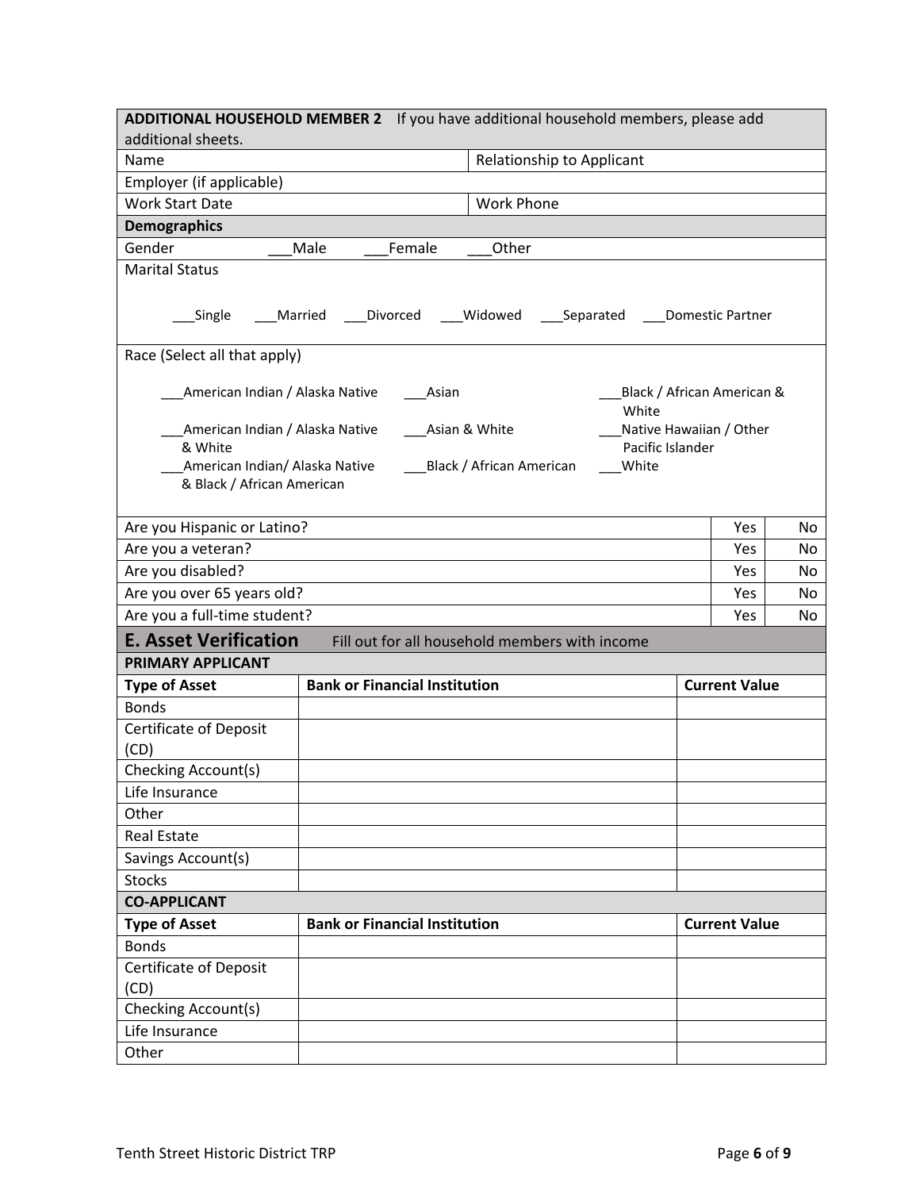**ADDITIONAL HOUSEHOLD MEMBER 2** If you have additional household members, please add additional sheets.

| Name | Relationship to Applicant |
|---|---|
| Employer (if applicable) | |
| Work Start Date | Work Phone |

**Demographics**

Gender ___Male ___Female ___Other

Marital Status

___Single ___Married ___Divorced ___Widowed ___Separated ___Domestic Partner

Race (Select all that apply)

___American Indian / Alaska Native
___Asian
___Black / African American & White
___American Indian / Alaska Native & White
___Asian & White
___Native Hawaiian / Other Pacific Islander
___American Indian/ Alaska Native & Black / African American
___Black / African American
___White

| | | |
|---|---|---|
| Are you Hispanic or Latino? | Yes | No |
| Are you a veteran? | Yes | No |
| Are you disabled? | Yes | No |
| Are you over 65 years old? | Yes | No |
| Are you a full-time student? | Yes | No |

## E. Asset Verification

Fill out for all household members with income

**PRIMARY APPLICANT**

| Type of Asset | Bank or Financial Institution | Current Value |
|---|---|---|
| Bonds | | |
| Certificate of Deposit (CD) | | |
| Checking Account(s) | | |
| Life Insurance | | |
| Other | | |
| Real Estate | | |
| Savings Account(s) | | |
| Stocks | | |

**CO-APPLICANT**

| Type of Asset | Bank or Financial Institution | Current Value |
|---|---|---|
| Bonds | | |
| Certificate of Deposit (CD) | | |
| Checking Account(s) | | |
| Life Insurance | | |
| Other | | |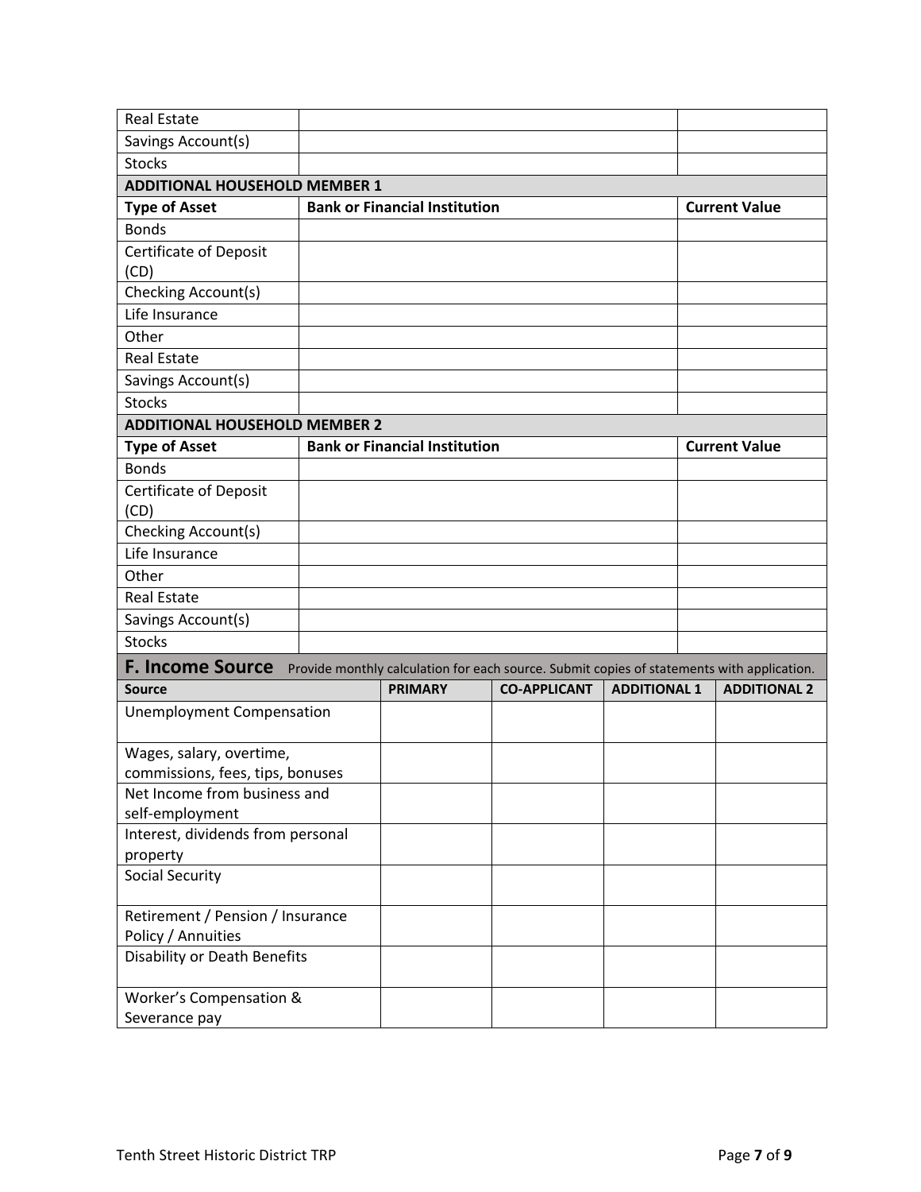| | | |
|---|---|---|
| Real Estate | | |
| Savings Account(s) | | |
| Stocks | | |
| **ADDITIONAL HOUSEHOLD MEMBER 1** | | |
| **Type of Asset** | **Bank or Financial Institution** | **Current Value** |
| Bonds | | |
| Certificate of Deposit (CD) | | |
| Checking Account(s) | | |
| Life Insurance | | |
| Other | | |
| Real Estate | | |
| Savings Account(s) | | |
| Stocks | | |
| **ADDITIONAL HOUSEHOLD MEMBER 2** | | |
| **Type of Asset** | **Bank or Financial Institution** | **Current Value** |
| Bonds | | |
| Certificate of Deposit (CD) | | |
| Checking Account(s) | | |
| Life Insurance | | |
| Other | | |
| Real Estate | | |
| Savings Account(s) | | |
| Stocks | | |

## F. Income Source

Provide monthly calculation for each source. Submit copies of statements with application.

| **Source** | **PRIMARY** | **CO-APPLICANT** | **ADDITIONAL 1** | **ADDITIONAL 2** |
|---|---|---|---|---|
| Unemployment Compensation | | | | |
| Wages, salary, overtime, commissions, fees, tips, bonuses | | | | |
| Net Income from business and self-employment | | | | |
| Interest, dividends from personal property | | | | |
| Social Security | | | | |
| Retirement / Pension / Insurance Policy / Annuities | | | | |
| Disability or Death Benefits | | | | |
| Worker's Compensation & Severance pay | | | | |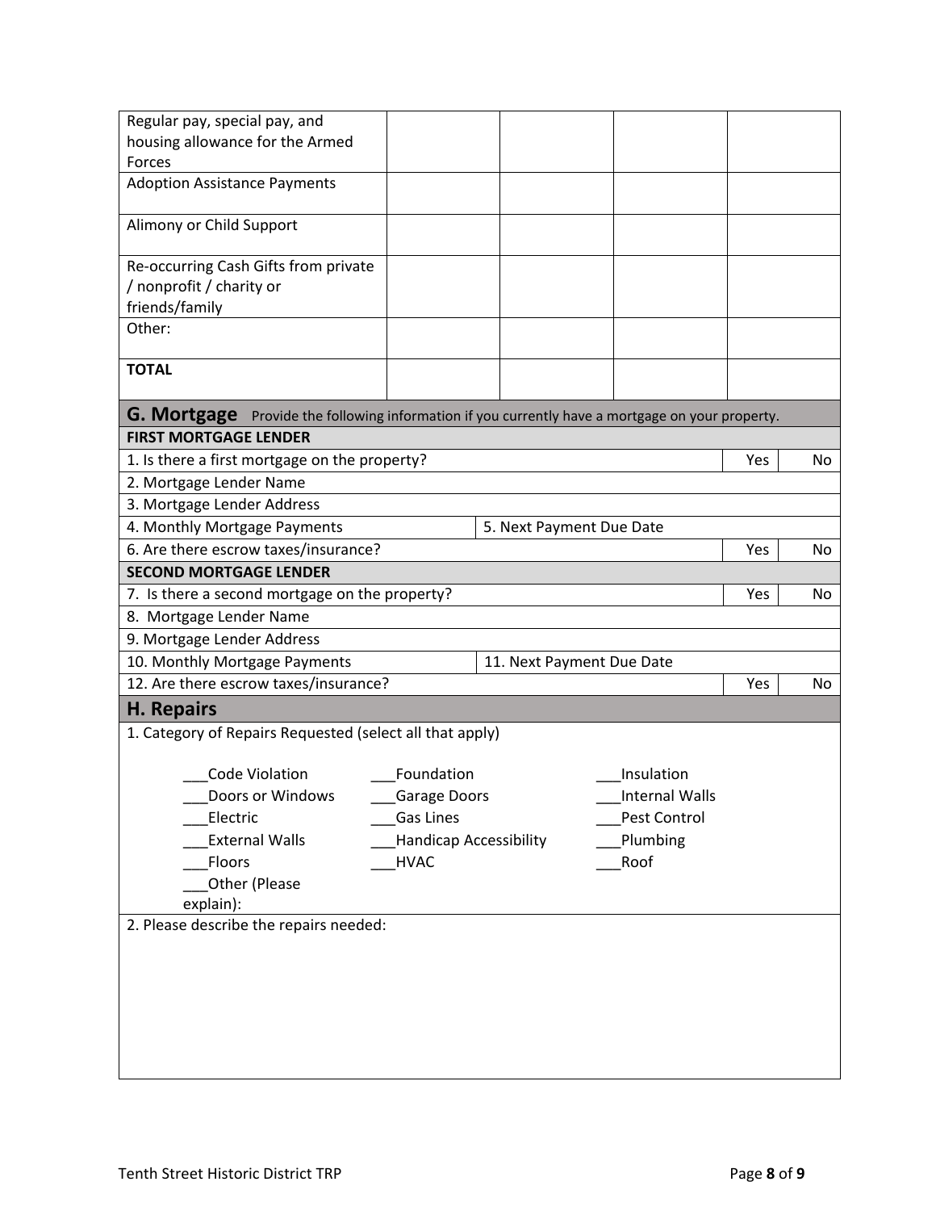| | | | | |
|---|---|---|---|---|
| Regular pay, special pay, and housing allowance for the Armed Forces | | | | |
| Adoption Assistance Payments | | | | |
| Alimony or Child Support | | | | |
| Re-occurring Cash Gifts from private / nonprofit / charity or friends/family | | | | |
| Other: | | | | |
| **TOTAL** | | | | |

## G. Mortgage

Provide the following information if you currently have a mortgage on your property.

**FIRST MORTGAGE LENDER**

| | | | |
|---|---|---|---|
| 1. Is there a first mortgage on the property? | | Yes | No |
| 2. Mortgage Lender Name | | | |
| 3. Mortgage Lender Address | | | |
| 4. Monthly Mortgage Payments | 5. Next Payment Due Date | | |
| 6. Are there escrow taxes/insurance? | | Yes | No |

**SECOND MORTGAGE LENDER**

| | | | |
|---|---|---|---|
| 7. Is there a second mortgage on the property? | | Yes | No |
| 8. Mortgage Lender Name | | | |
| 9. Mortgage Lender Address | | | |
| 10. Monthly Mortgage Payments | 11. Next Payment Due Date | | |
| 12. Are there escrow taxes/insurance? | | Yes | No |

## H. Repairs

1. Category of Repairs Requested (select all that apply)

___Code Violation
___Doors or Windows
___Electric
___External Walls
___Floors
___Other (Please explain):
___Foundation
___Garage Doors
___Gas Lines
___Handicap Accessibility
___HVAC
___Insulation
___Internal Walls
___Pest Control
___Plumbing
___Roof

2. Please describe the repairs needed: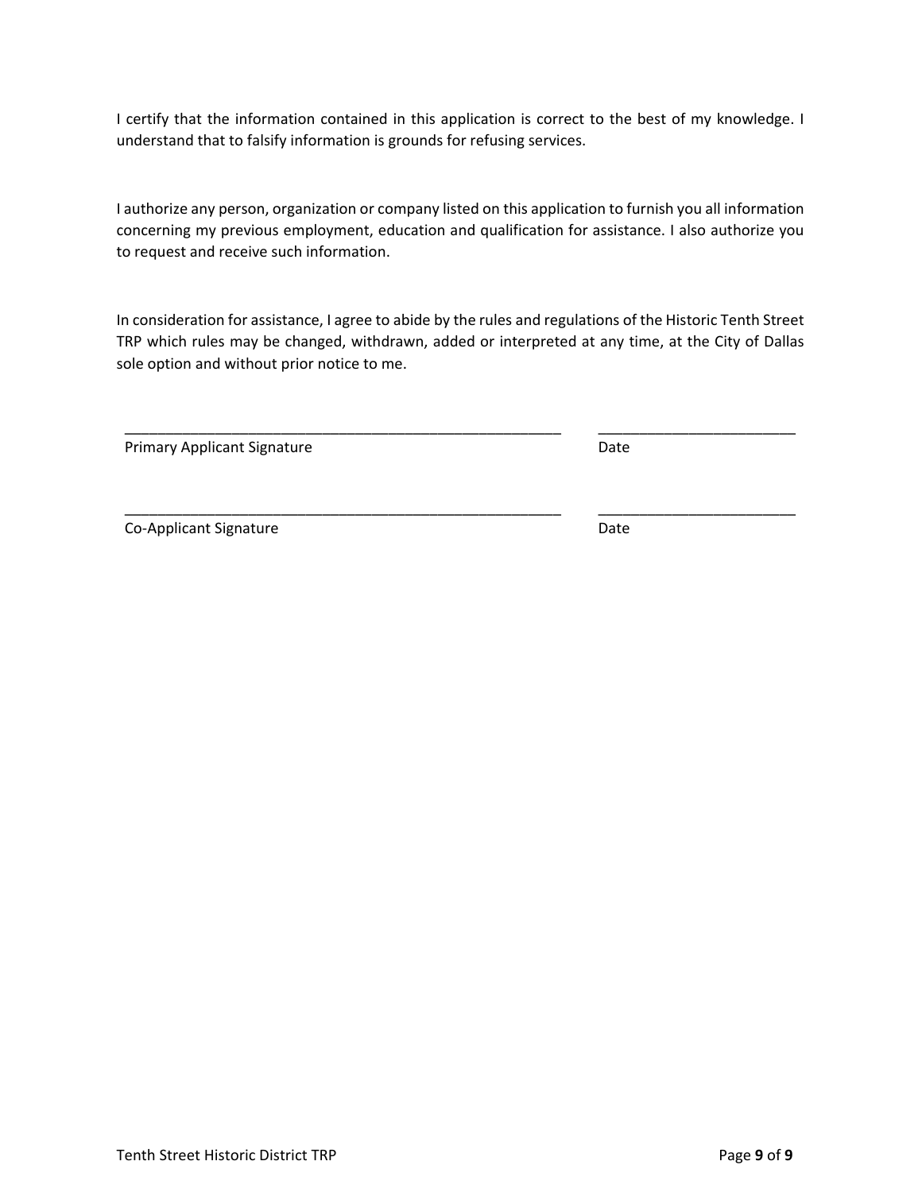I certify that the information contained in this application is correct to the best of my knowledge. I understand that to falsify information is grounds for refusing services.

I authorize any person, organization or company listed on this application to furnish you all information concerning my previous employment, education and qualification for assistance. I also authorize you to request and receive such information.

In consideration for assistance, I agree to abide by the rules and regulations of the Historic Tenth Street TRP which rules may be changed, withdrawn, added or interpreted at any time, at the City of Dallas sole option and without prior notice to me.

_______________________________________________________ ________________________

Primary Applicant Signature Date

_______________________________________________________ ________________________

Co-Applicant Signature Date